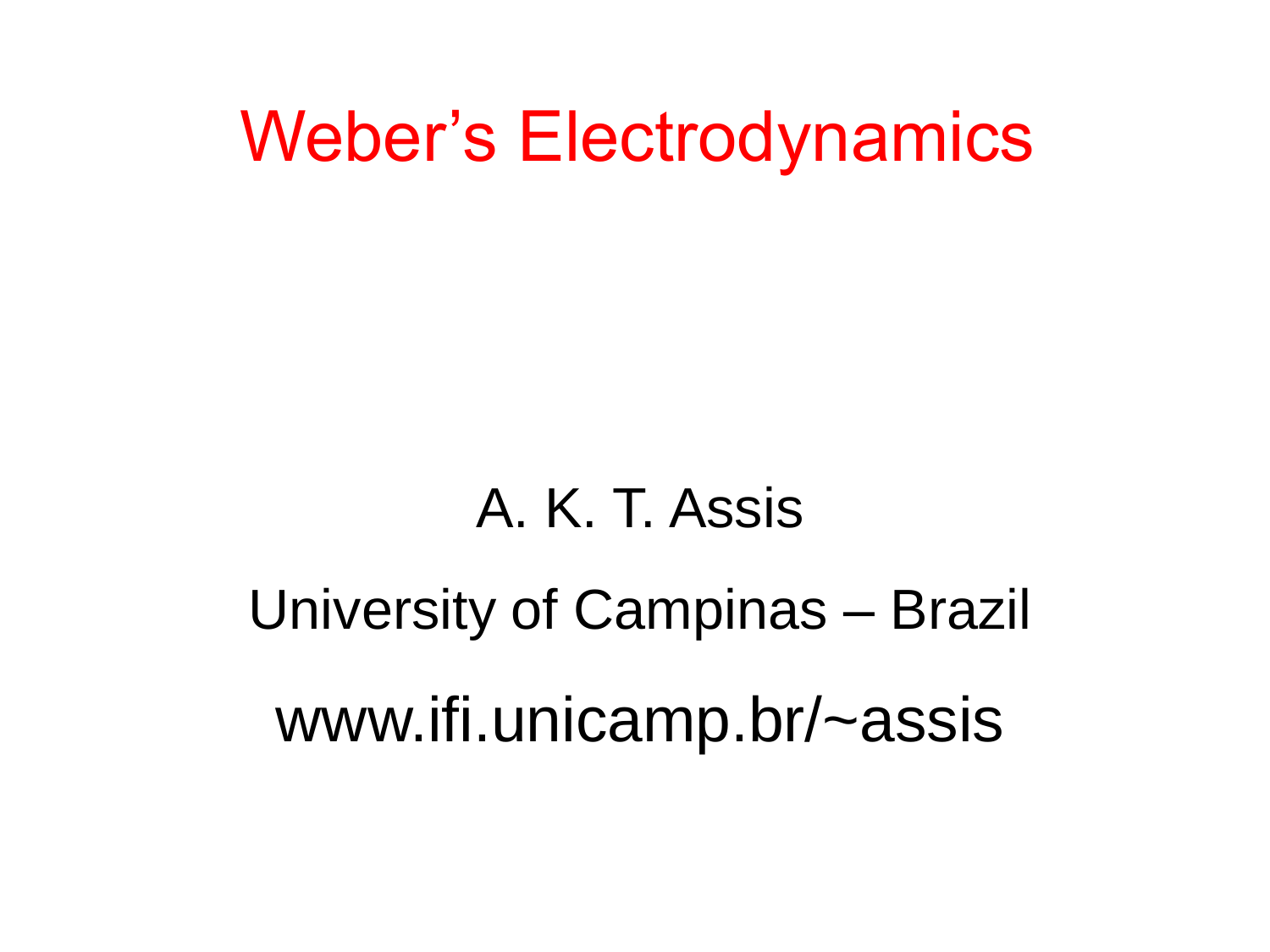# Weber's Electrodynamics

A. K. T. Assis

University of Campinas – Brazil

www.ifi.unicamp.br/~assis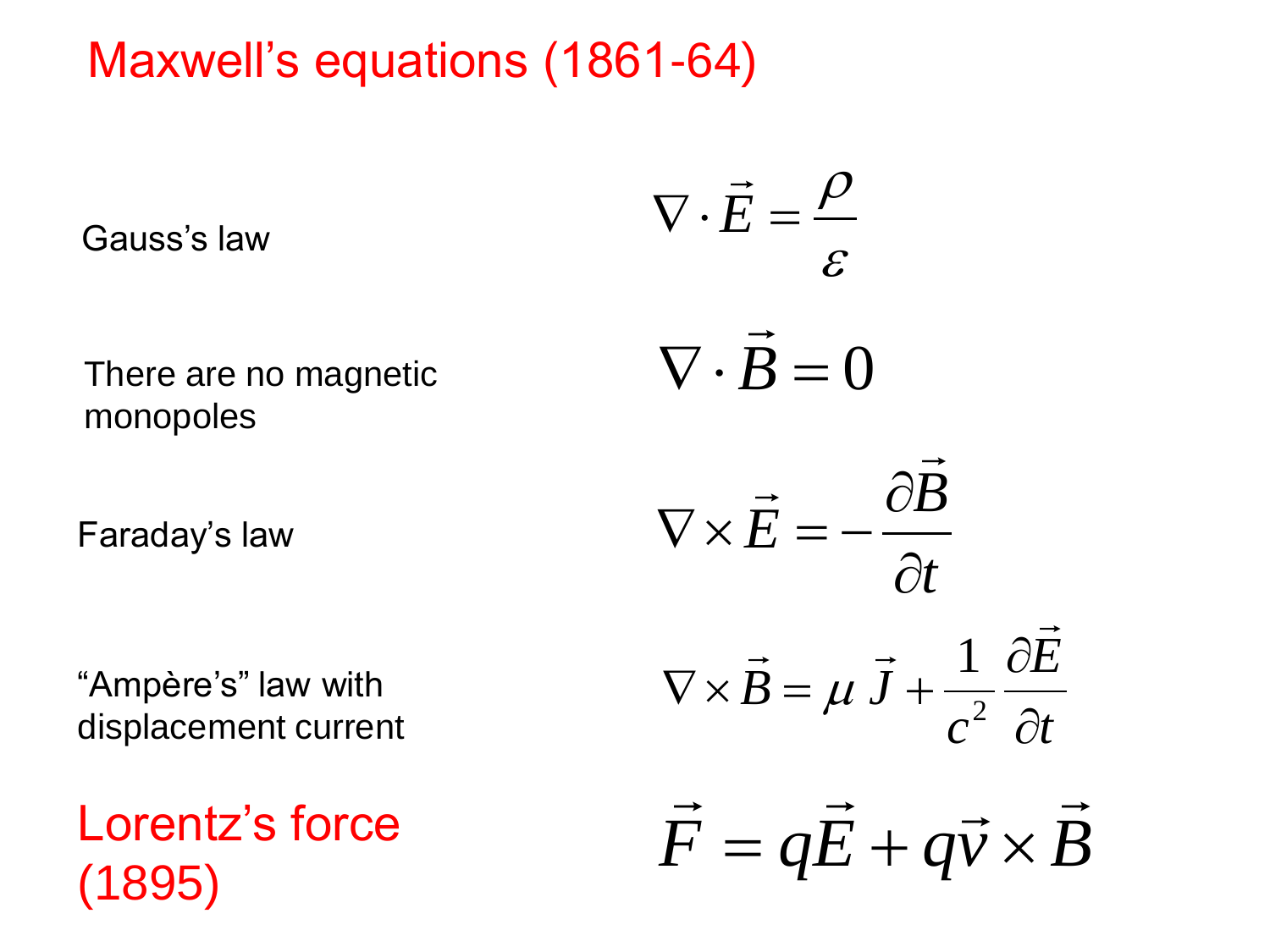# Maxwell's equations (1861-64)

Gauss's law

$$\nabla \cdot \vec{E} = \frac{\rho}{\varepsilon}$$

There are no magnetic monopoles

$$\nabla \cdot \vec{B} = 0$$

Faraday's law

$$\nabla \times \vec{E} = -\frac{\partial \vec{B}}{\partial t}$$

"Ampère's" law with displacement current

$$\nabla \times \vec{B} = \mu \, \vec{J} + \frac{1}{c^2} \frac{\partial \vec{E}}{\partial t}$$

## Lorentz's force (1895)

$$\vec{F} = q\vec{E} + q\vec{v} \times \vec{B}$$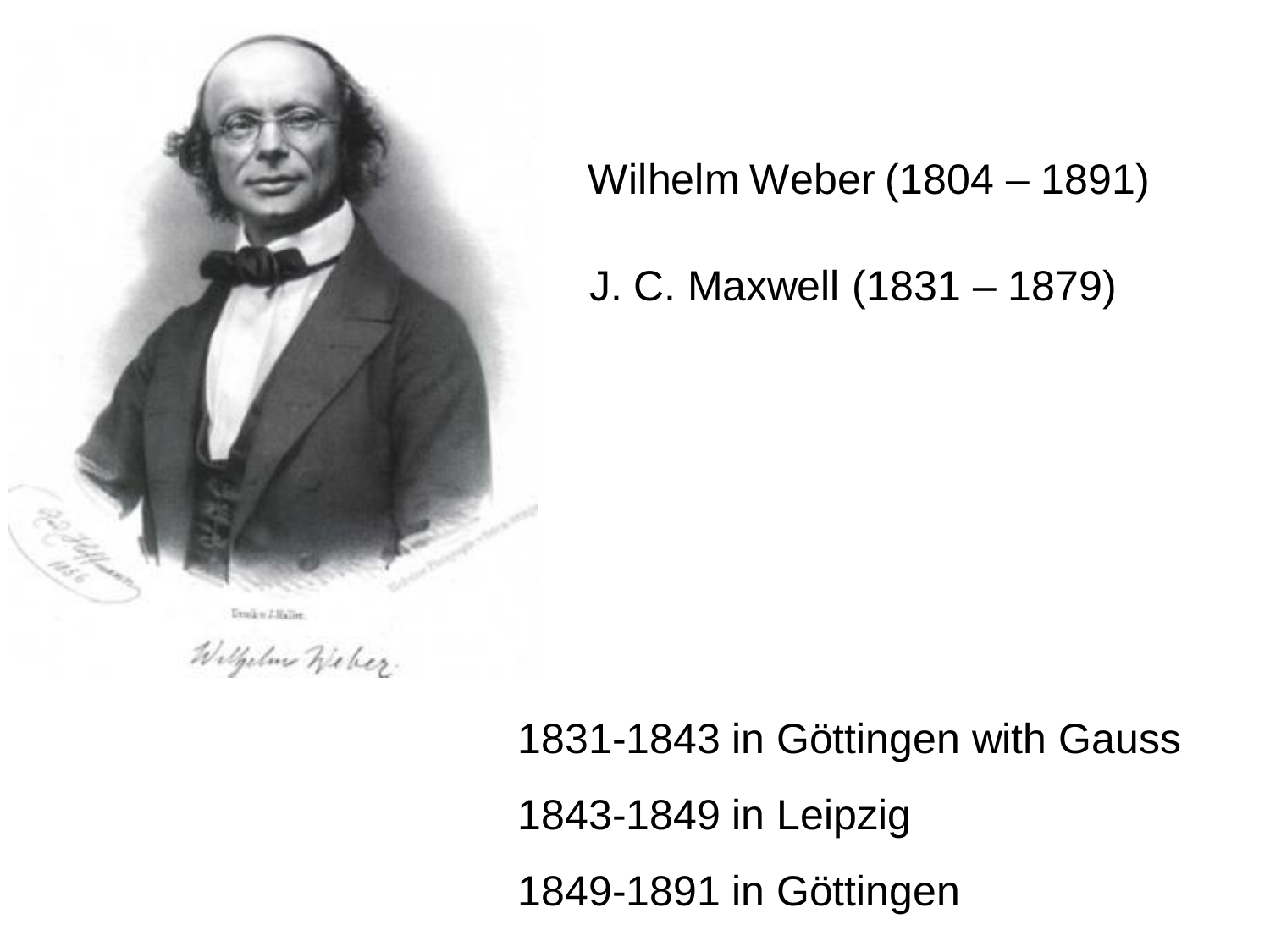Wilhelm Weber (1804 – 1891)

J. C. Maxwell (1831 – 1879)

1831-1843 in Göttingen with Gauss

1843-1849 in Leipzig

1849-1891 in Göttingen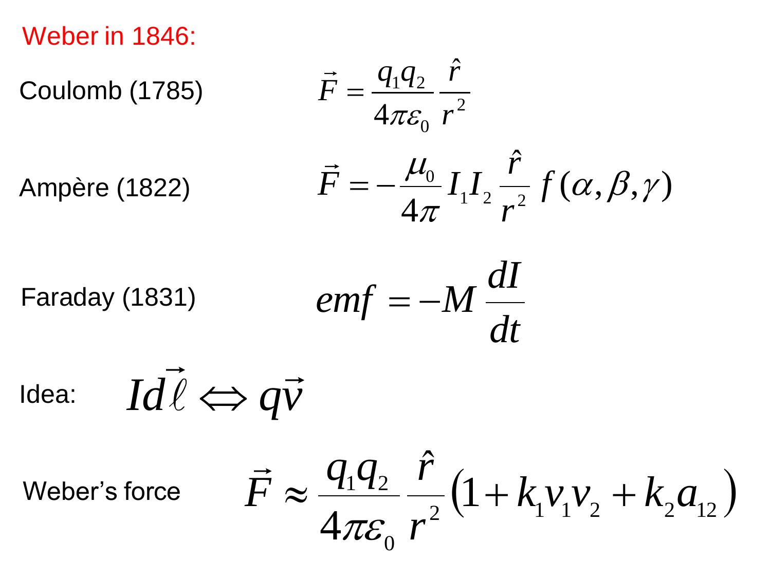Weber in 1846:

Coulomb (1785)

$$\vec{F} = \frac{q_1 q_2}{4\pi\varepsilon_0} \frac{\hat{r}}{r^2}$$

Ampère (1822)

$$\vec{F} = -\frac{\mu_0}{4\pi} I_1 I_2 \frac{\hat{r}}{r^2} f(\alpha, \beta, \gamma)$$

Faraday (1831)

$$emf = -M \frac{dI}{dt}$$

Idea: $Id\vec{\ell} \Leftrightarrow q\vec{v}$

Weber's force

$$\vec{F} \approx \frac{q_1 q_2}{4\pi\varepsilon_0} \frac{\hat{r}}{r^2} \left(1 + k_1 v_1 v_2 + k_2 a_{12}\right)$$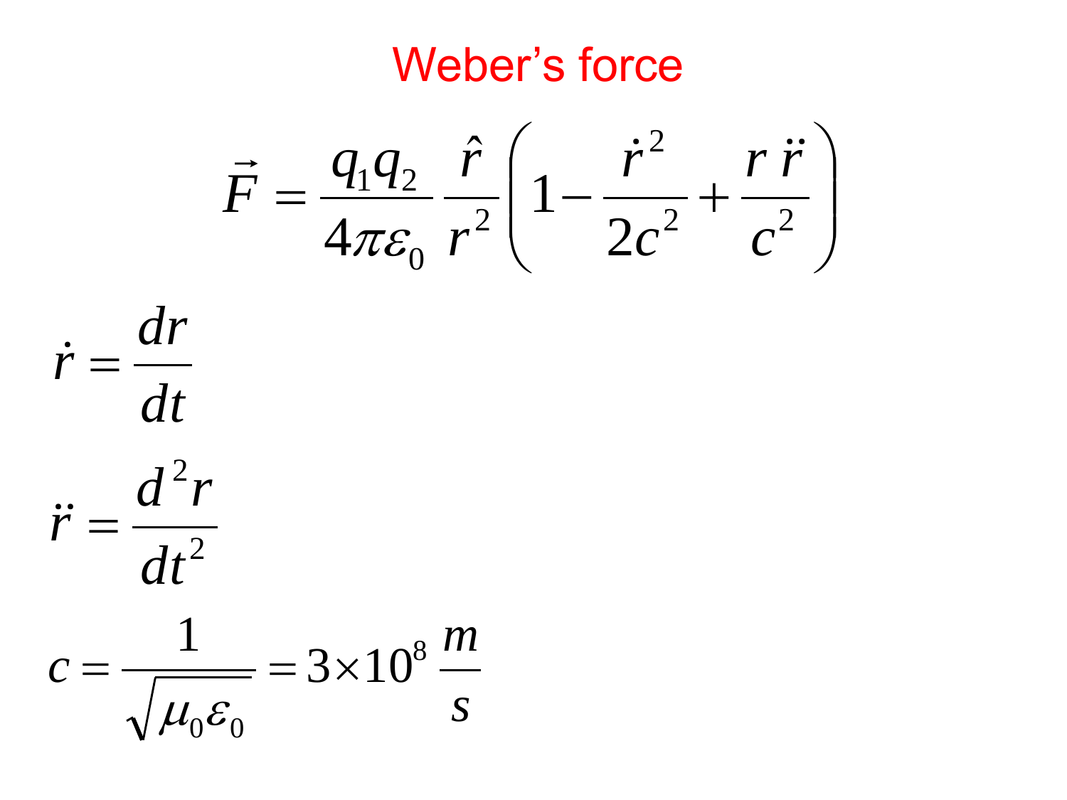# Weber's force

$$\vec{F} = \frac{q_1 q_2}{4\pi\varepsilon_0} \frac{\hat{r}}{r^2} \left( 1 - \frac{\dot{r}^2}{2c^2} + \frac{r\,\ddot{r}}{c^2} \right)$$

$$\dot{r} = \frac{dr}{dt}$$

$$\ddot{r} = \frac{d^2 r}{dt^2}$$

$$c = \frac{1}{\sqrt{\mu_0 \varepsilon_0}} = 3 \times 10^8 \, \frac{m}{s}$$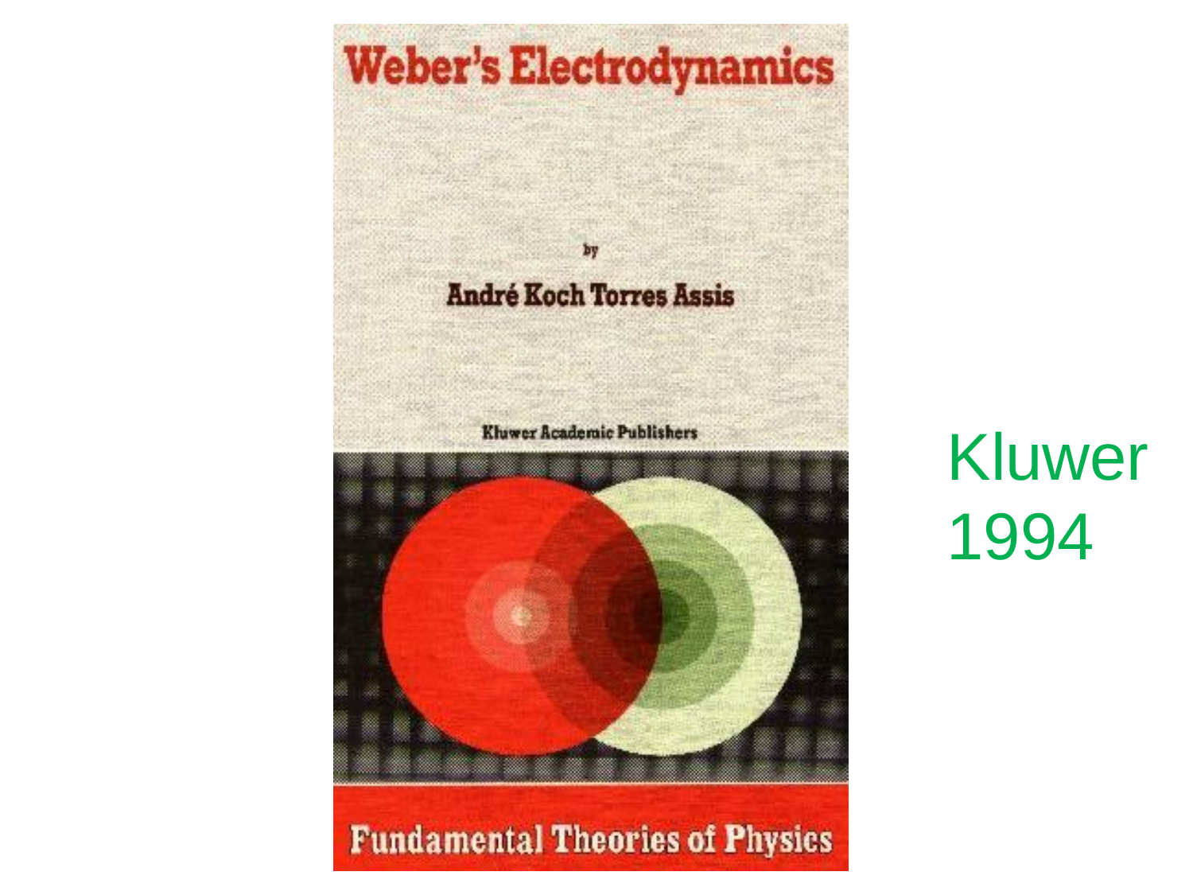# Weber's Electrodynamics

by

**André Koch Torres Assis**

Kluwer Academic Publishers

Fundamental Theories of Physics

Kluwer
1994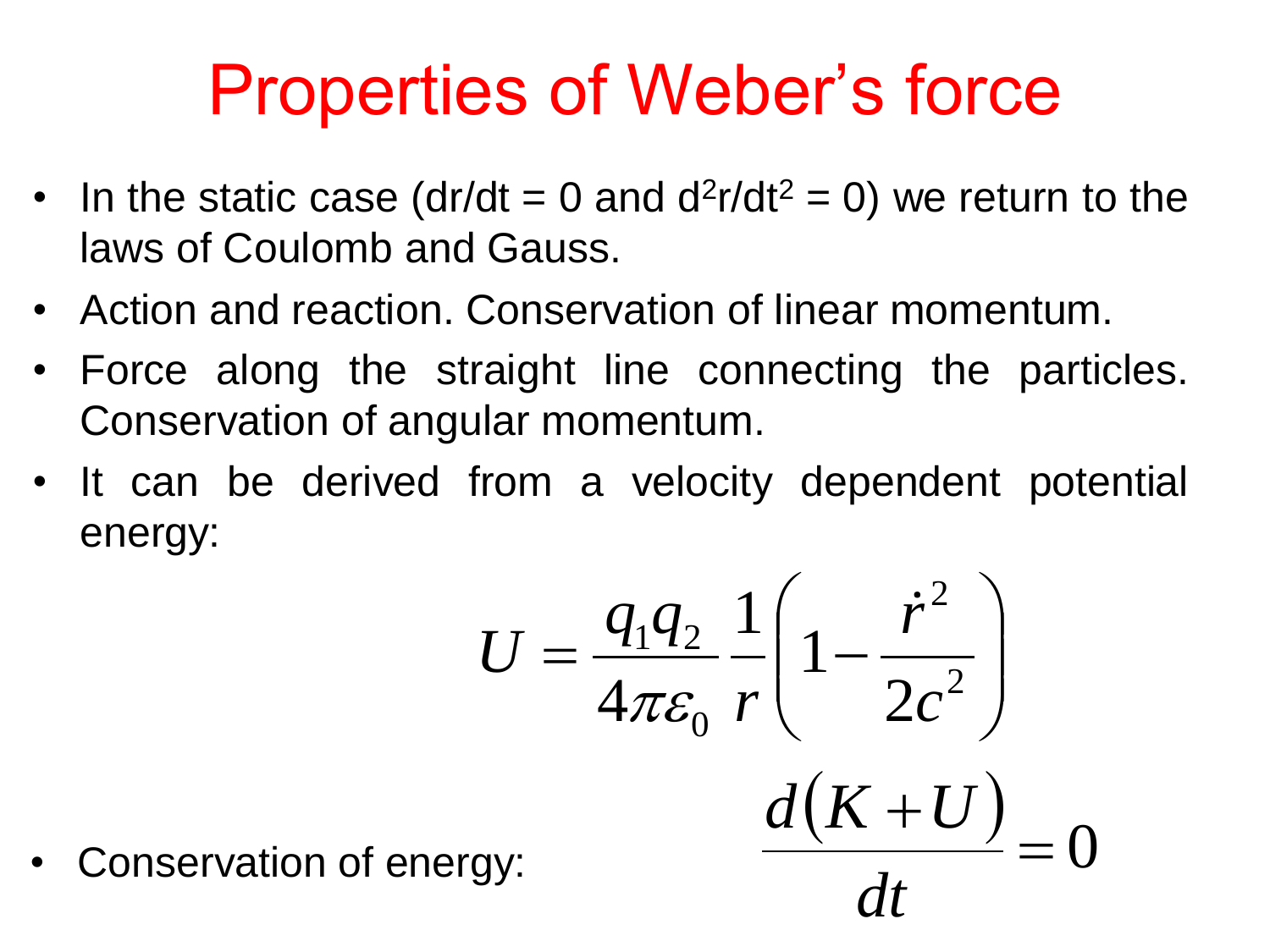# Properties of Weber's force

- In the static case ($dr/dt = 0$ and $d^2r/dt^2 = 0$) we return to the laws of Coulomb and Gauss.
- Action and reaction. Conservation of linear momentum.
- Force along the straight line connecting the particles. Conservation of angular momentum.
- It can be derived from a velocity dependent potential energy:

$$U = \frac{q_1 q_2}{4\pi\varepsilon_0} \frac{1}{r}\left(1 - \frac{\dot{r}^2}{2c^2}\right)$$

- Conservation of energy:

$$\frac{d(K+U)}{dt} = 0$$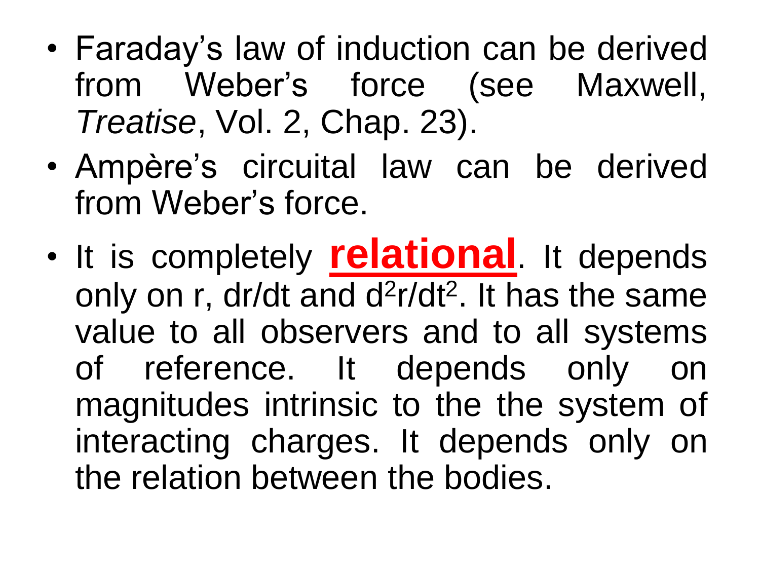- Faraday's law of induction can be derived from Weber's force (see Maxwell, *Treatise*, Vol. 2, Chap. 23).
- Ampère's circuital law can be derived from Weber's force.
- It is completely **relational**. It depends only on r, dr/dt and $d^2r/dt^2$. It has the same value to all observers and to all systems of reference. It depends only on magnitudes intrinsic to the the system of interacting charges. It depends only on the relation between the bodies.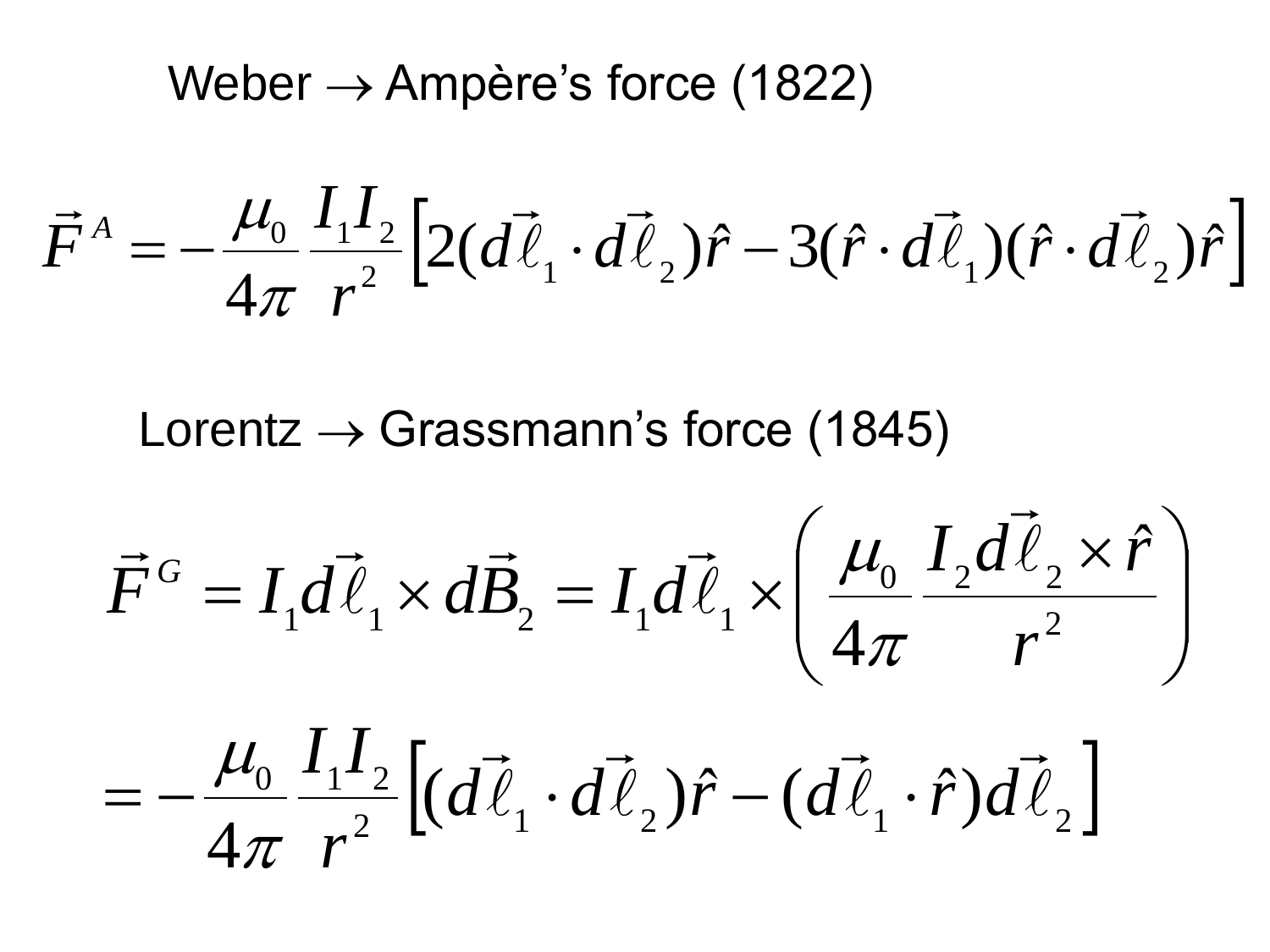Weber $\rightarrow$ Ampère's force (1822)

$$\vec{F}^{A} = -\frac{\mu_0}{4\pi}\frac{I_1 I_2}{r^2}\left[2(d\vec{\ell}_1 \cdot d\vec{\ell}_2)\hat{r} - 3(\hat{r} \cdot d\vec{\ell}_1)(\hat{r} \cdot d\vec{\ell}_2)\hat{r}\right]$$

Lorentz $\rightarrow$ Grassmann's force (1845)

$$\vec{F}^{G} = I_1 d\vec{\ell}_1 \times d\vec{B}_2 = I_1 d\vec{\ell}_1 \times \left(\frac{\mu_0}{4\pi}\frac{I_2 d\vec{\ell}_2 \times \hat{r}}{r^2}\right)$$

$$= -\frac{\mu_0}{4\pi}\frac{I_1 I_2}{r^2}\left[(d\vec{\ell}_1 \cdot d\vec{\ell}_2)\hat{r} - (d\vec{\ell}_1 \cdot \hat{r})d\vec{\ell}_2\right]$$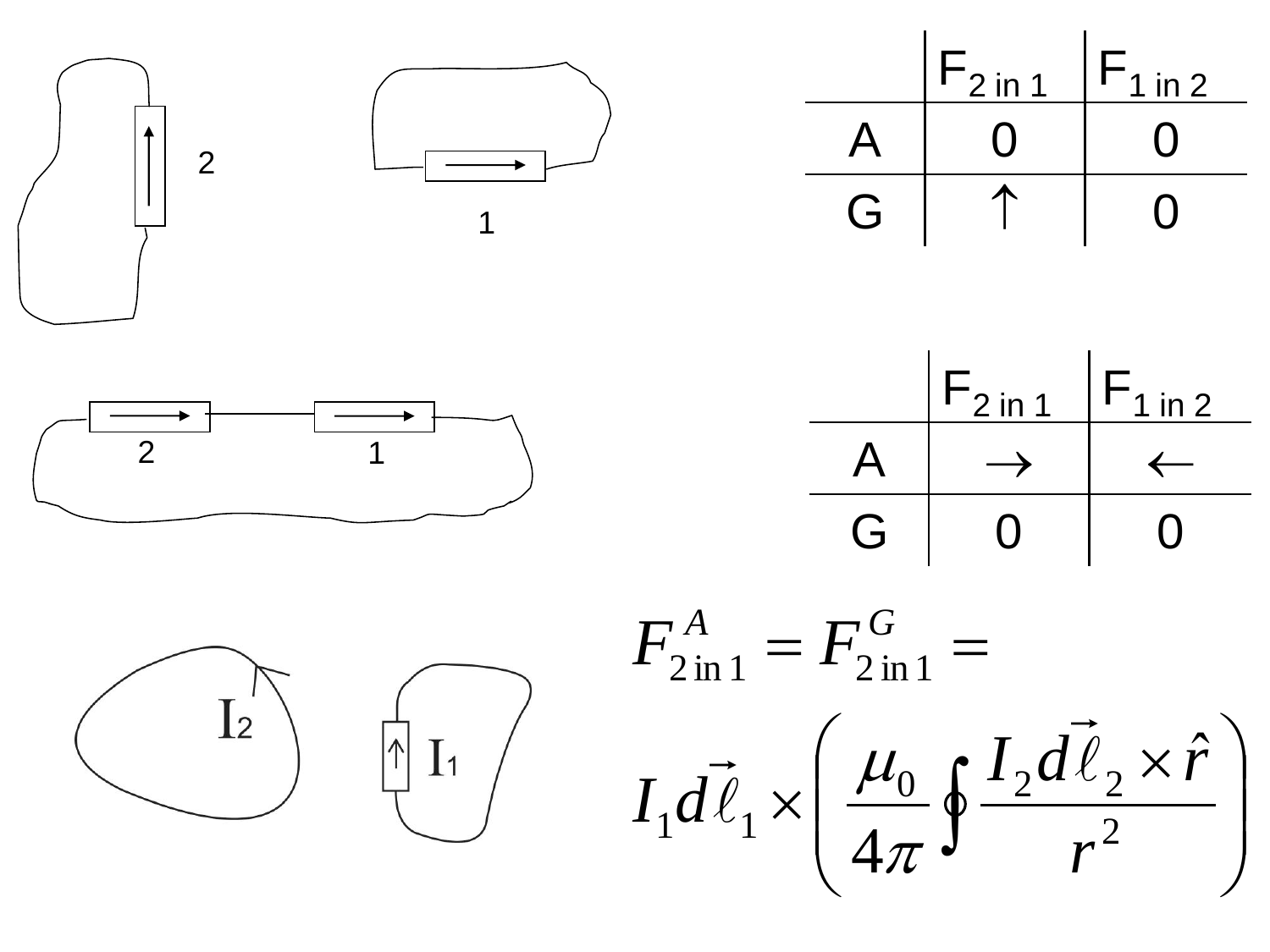2

1

| | $F_{2\text{ in }1}$ | $F_{1\text{ in }2}$ |
|---|---|---|
| A | 0 | 0 |
| G | ↑ | 0 |

2 1

| | $F_{2\text{ in }1}$ | $F_{1\text{ in }2}$ |
|---|---|---|
| A | → | ← |
| G | 0 | 0 |

$I_2$ $I_1$

$$F^{A}_{2\,\text{in}\,1} = F^{G}_{2\,\text{in}\,1} =$$

$$I_1 d\vec{\ell}_1 \times \left( \frac{\mu_0}{4\pi} \oint \frac{I_2 d\vec{\ell}_2 \times \hat{r}}{r^2} \right)$$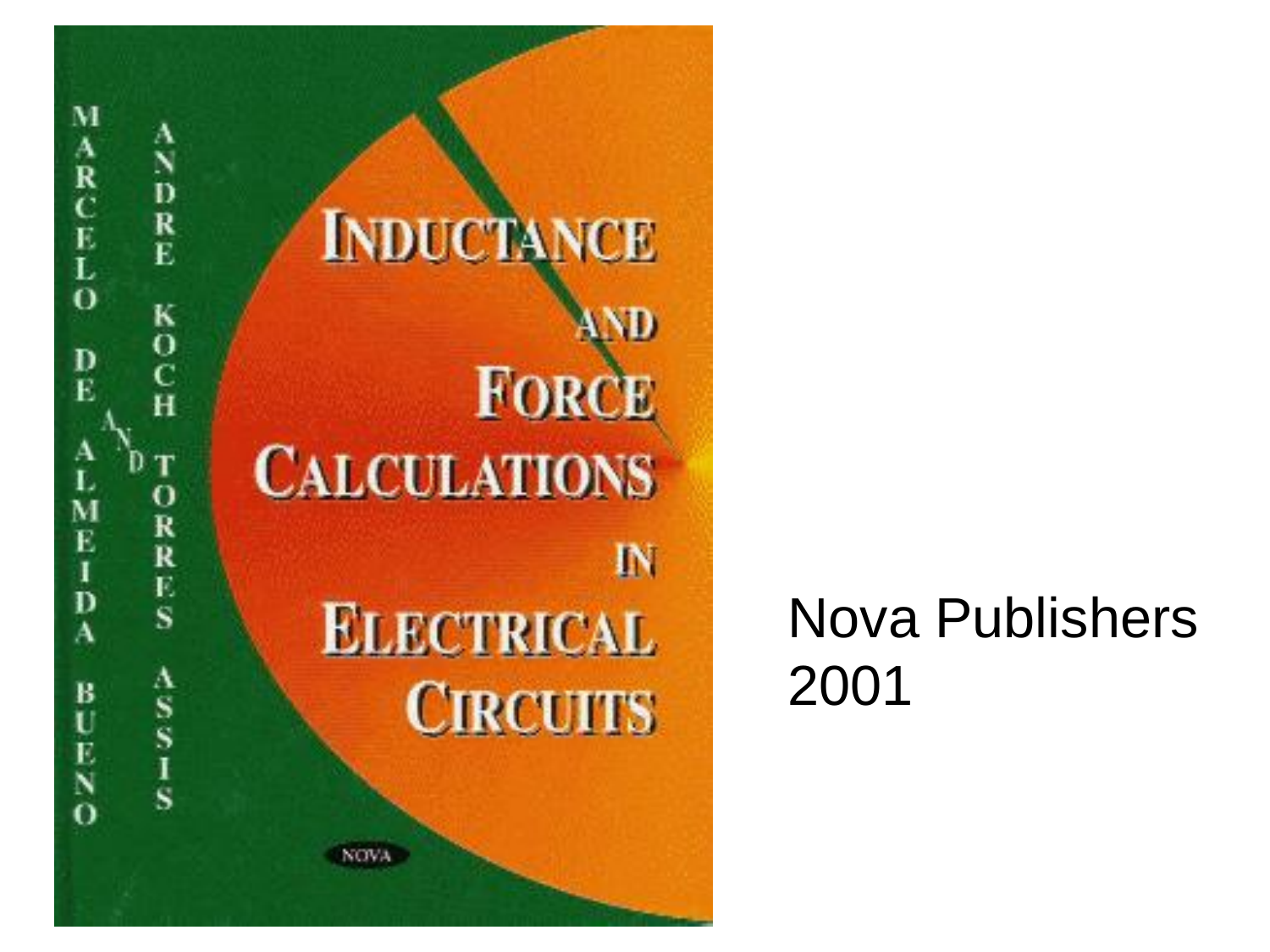# Inductance and Force Calculations in Electrical Circuits

Marcelo de Almeida Bueno and Andre Koch Torres Assis

NOVA

Nova Publishers 2001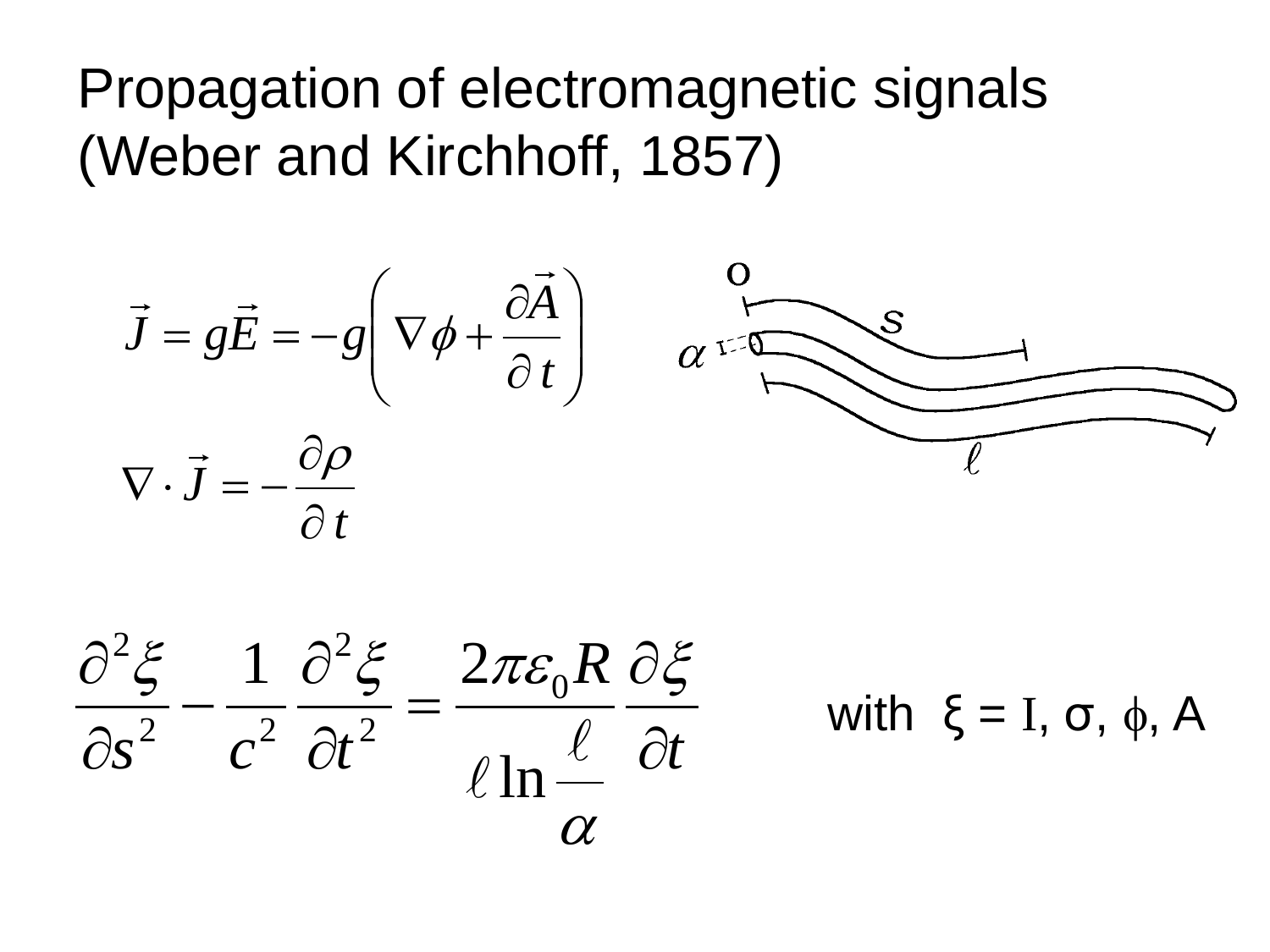# Propagation of electromagnetic signals (Weber and Kirchhoff, 1857)

$$\vec{J} = g\vec{E} = -g\left(\nabla\phi + \frac{\partial \vec{A}}{\partial t}\right)$$

$$\nabla \cdot \vec{J} = -\frac{\partial \rho}{\partial t}$$

$$\frac{\partial^2 \xi}{\partial s^2} - \frac{1}{c^2}\frac{\partial^2 \xi}{\partial t^2} = \frac{2\pi\varepsilon_0 R}{\ell \ln\frac{\ell}{\alpha}}\frac{\partial \xi}{\partial t}$$

with $\xi = I, \sigma, \phi, A$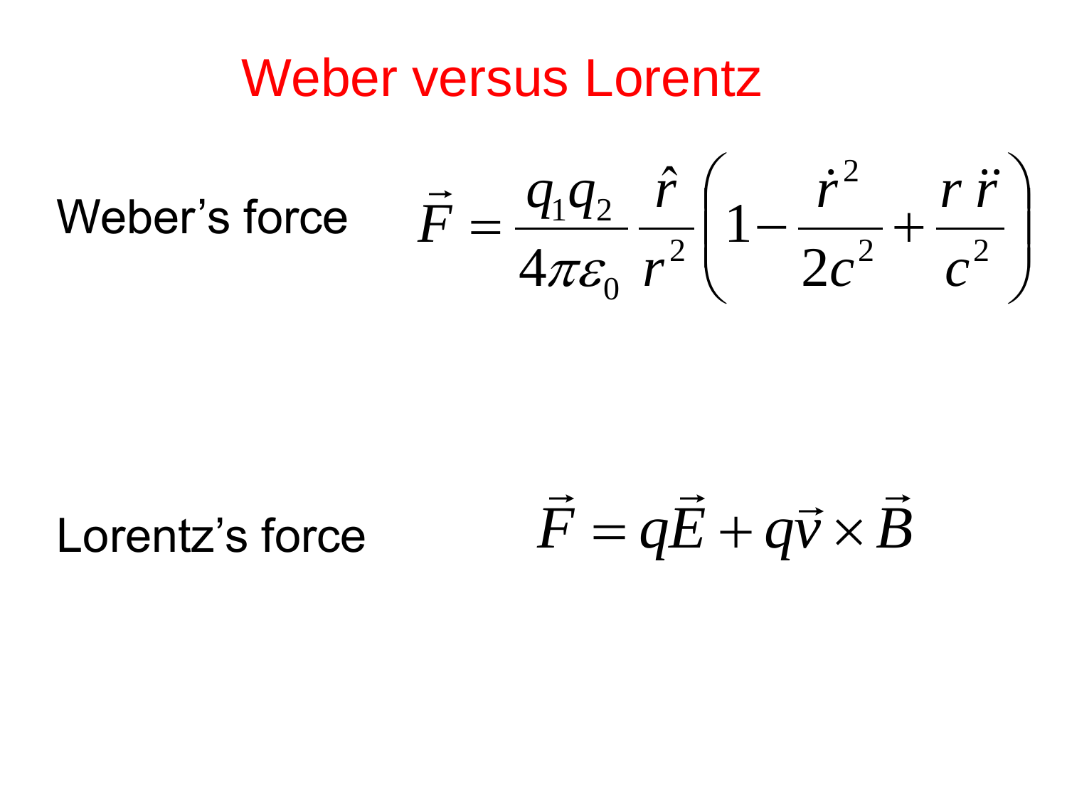# Weber versus Lorentz

Weber's force

$$\vec{F} = \frac{q_1 q_2}{4\pi\varepsilon_0} \frac{\hat{r}}{r^2} \left( 1 - \frac{\dot{r}^2}{2c^2} + \frac{r\,\ddot{r}}{c^2} \right)$$

Lorentz's force

$$\vec{F} = q\vec{E} + q\vec{v} \times \vec{B}$$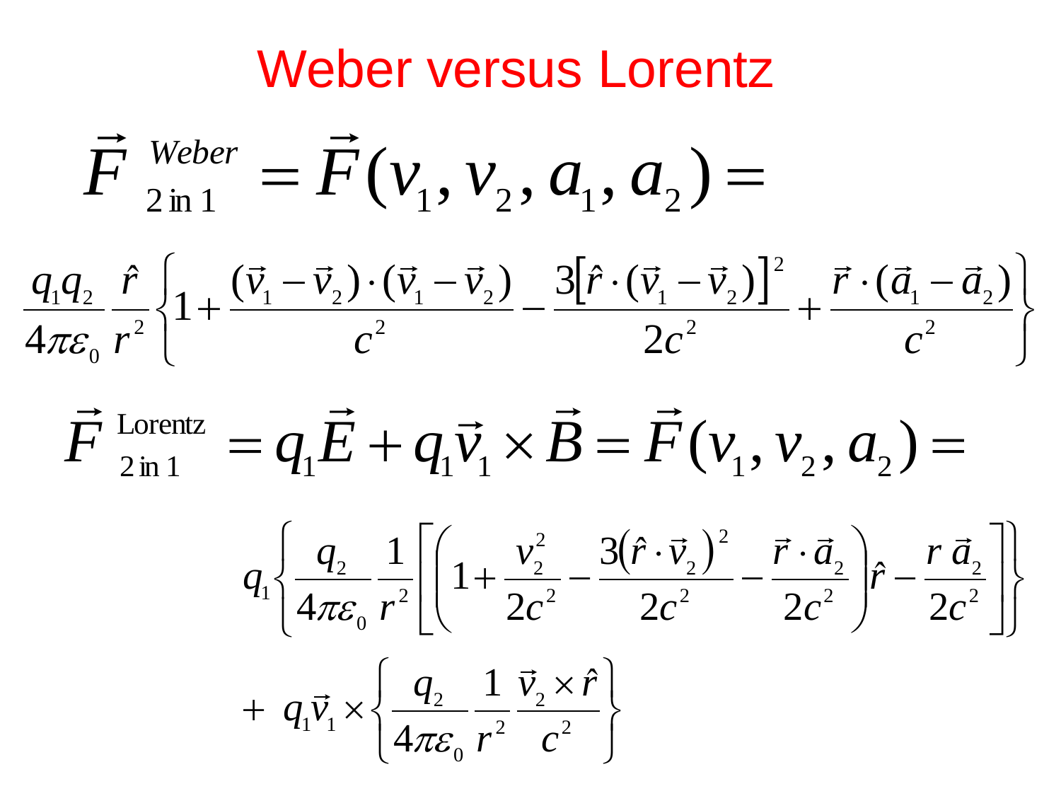# Weber versus Lorentz

$$\vec{F}^{\,Weber}_{2\text{ in }1} = \vec{F}(v_1, v_2, a_1, a_2) =$$

$$\frac{q_1 q_2}{4\pi\varepsilon_0}\frac{\hat{r}}{r^2}\left\{1 + \frac{(\vec{v}_1 - \vec{v}_2)\cdot(\vec{v}_1 - \vec{v}_2)}{c^2} - \frac{3\left[\hat{r}\cdot(\vec{v}_1 - \vec{v}_2)\right]^2}{2c^2} + \frac{\vec{r}\cdot(\vec{a}_1 - \vec{a}_2)}{c^2}\right\}$$

$$\vec{F}^{\,\text{Lorentz}}_{2\text{ in }1} = q_1\vec{E} + q_1\vec{v}_1 \times \vec{B} = \vec{F}(v_1, v_2, a_2) =$$

$$q_1\left\{\frac{q_2}{4\pi\varepsilon_0}\frac{1}{r^2}\left[\left(1 + \frac{v_2^2}{2c^2} - \frac{3\left(\hat{r}\cdot\vec{v}_2\right)^2}{2c^2} - \frac{\vec{r}\cdot\vec{a}_2}{2c^2}\right)\hat{r} - \frac{r\,\vec{a}_2}{2c^2}\right]\right\}$$

$$+\ q_1\vec{v}_1 \times \left\{\frac{q_2}{4\pi\varepsilon_0}\frac{1}{r^2}\frac{\vec{v}_2 \times \hat{r}}{c^2}\right\}$$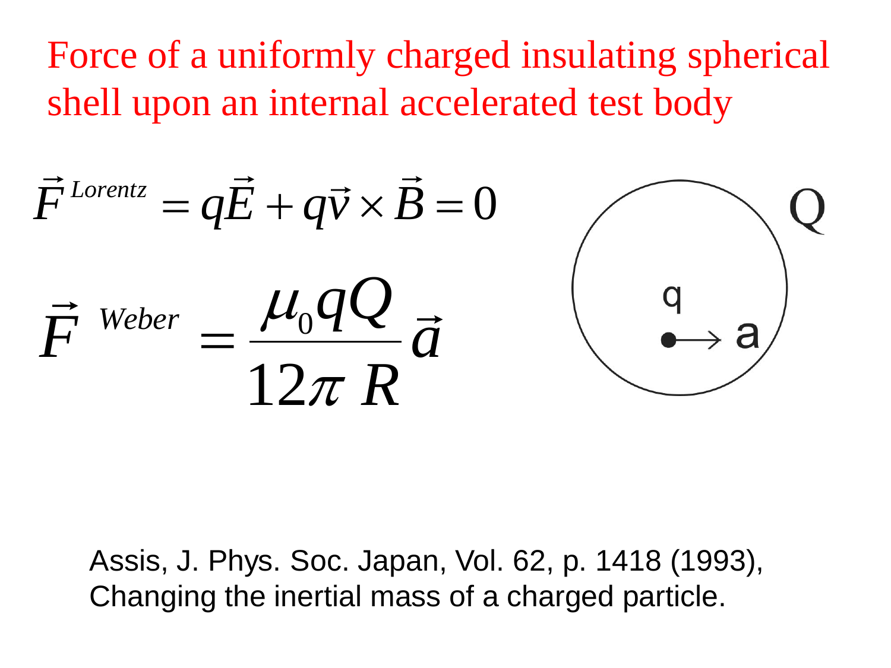# Force of a uniformly charged insulating spherical shell upon an internal accelerated test body

$$\vec{F}^{Lorentz} = q\vec{E} + q\vec{v} \times \vec{B} = 0$$

$$\vec{F}^{\,Weber} = \frac{\mu_0 q Q}{12\pi\, R}\vec{a}$$

Assis, J. Phys. Soc. Japan, Vol. 62, p. 1418 (1993), Changing the inertial mass of a charged particle.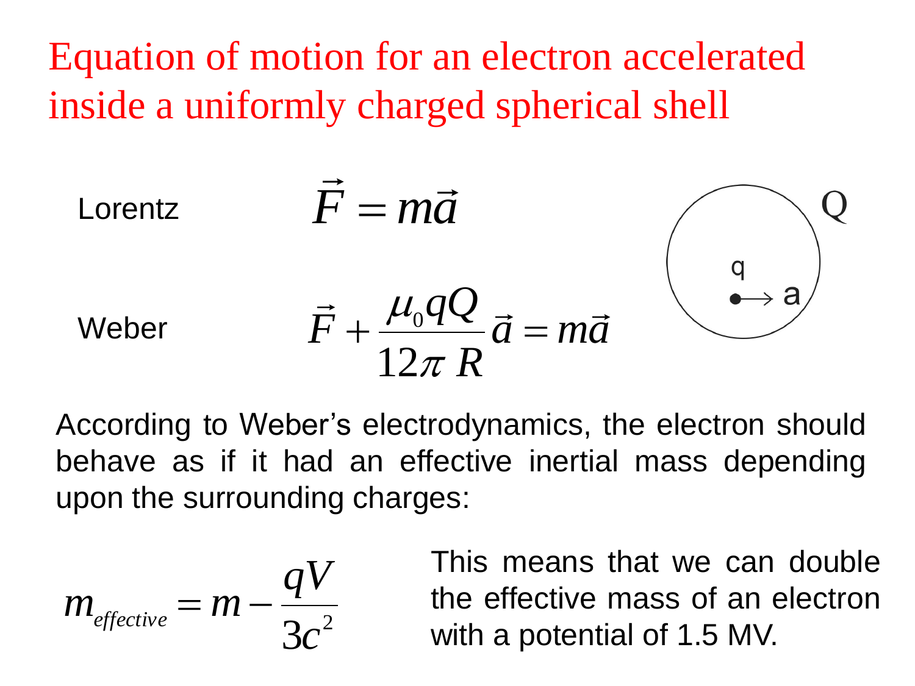# Equation of motion for an electron accelerated inside a uniformly charged spherical shell

Lorentz

$$\vec{F} = m\vec{a}$$

Weber

$$\vec{F} + \frac{\mu_0 q Q}{12\pi R}\vec{a} = m\vec{a}$$

According to Weber's electrodynamics, the electron should behave as if it had an effective inertial mass depending upon the surrounding charges:

$$m_{effective} = m - \frac{qV}{3c^2}$$

This means that we can double the effective mass of an electron with a potential of 1.5 MV.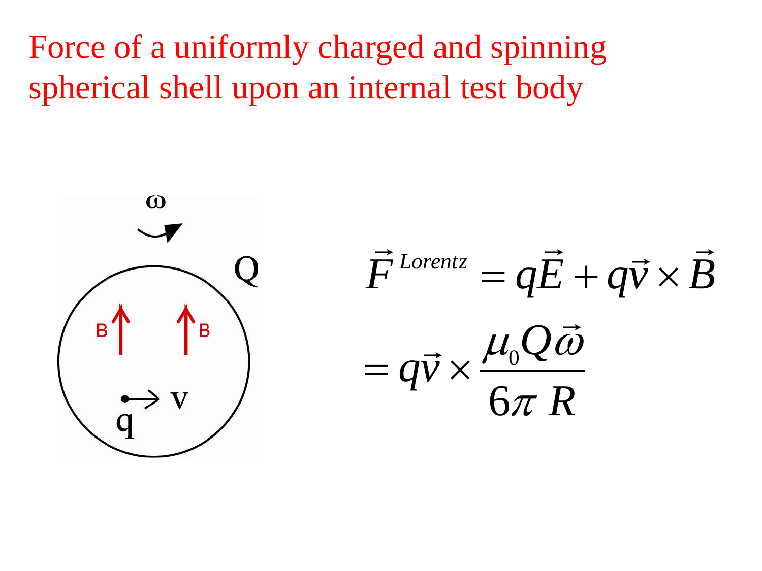# Force of a uniformly charged and spinning spherical shell upon an internal test body

$$\vec{F}^{\,Lorentz} = q\vec{E} + q\vec{v} \times \vec{B}$$

$$= q\vec{v} \times \frac{\mu_0 Q \vec{\omega}}{6\pi R}$$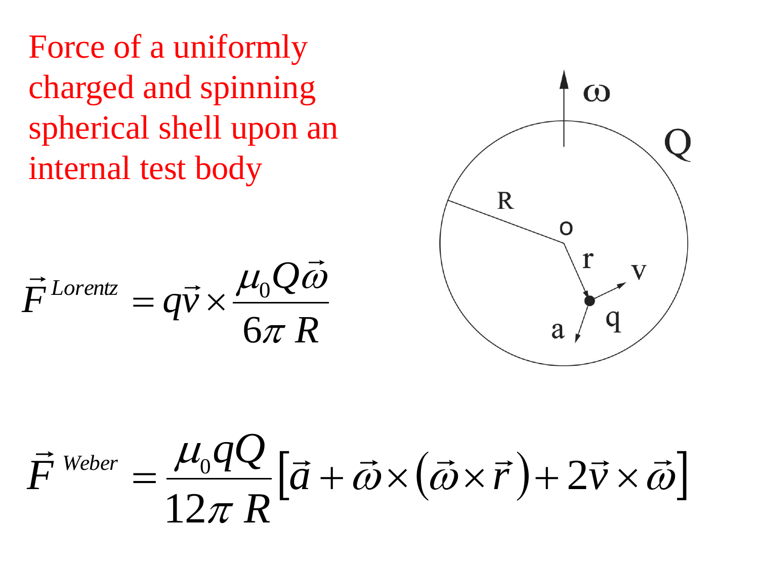# Force of a uniformly charged and spinning spherical shell upon an internal test body

$$\vec{F}^{\,Lorentz} = q\vec{v} \times \frac{\mu_0 Q \vec{\omega}}{6\pi R}$$

$$\vec{F}^{\,Weber} = \frac{\mu_0 q Q}{12\pi R}\left[\vec{a} + \vec{\omega} \times \left(\vec{\omega} \times \vec{r}\right) + 2\vec{v} \times \vec{\omega}\right]$$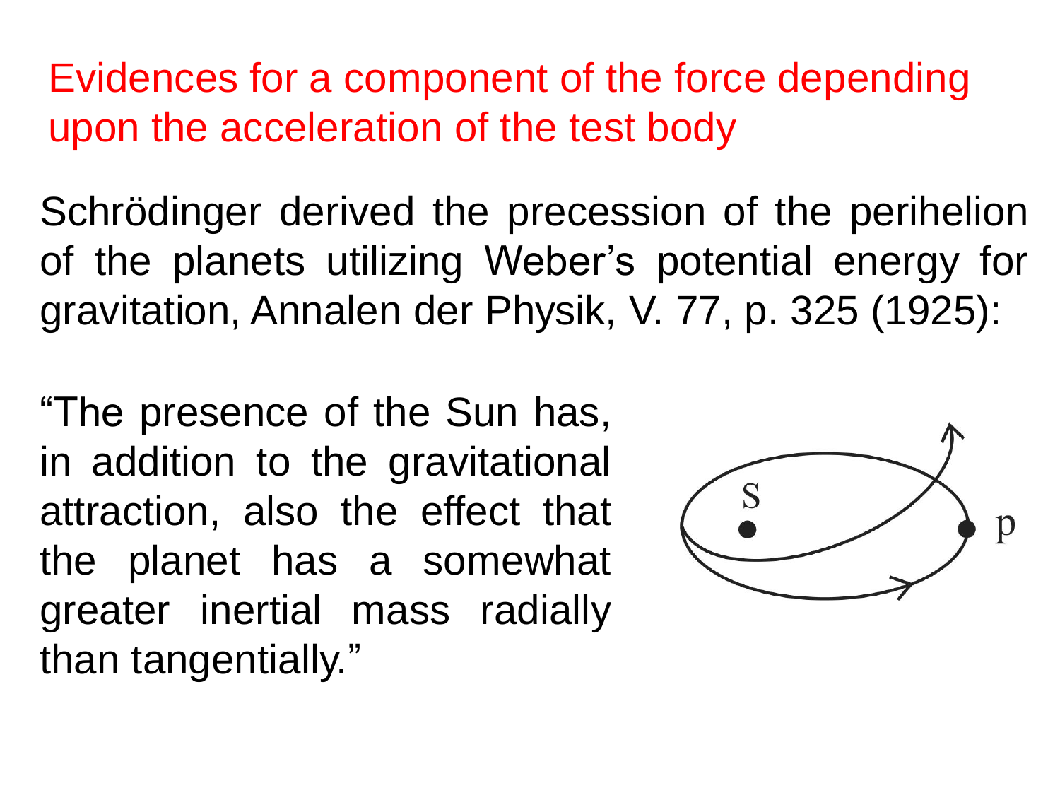# Evidences for a component of the force depending upon the acceleration of the test body

Schrödinger derived the precession of the perihelion of the planets utilizing Weber's potential energy for gravitation, Annalen der Physik, V. 77, p. 325 (1925):

"The presence of the Sun has, in addition to the gravitational attraction, also the effect that the planet has a somewhat greater inertial mass radially than tangentially."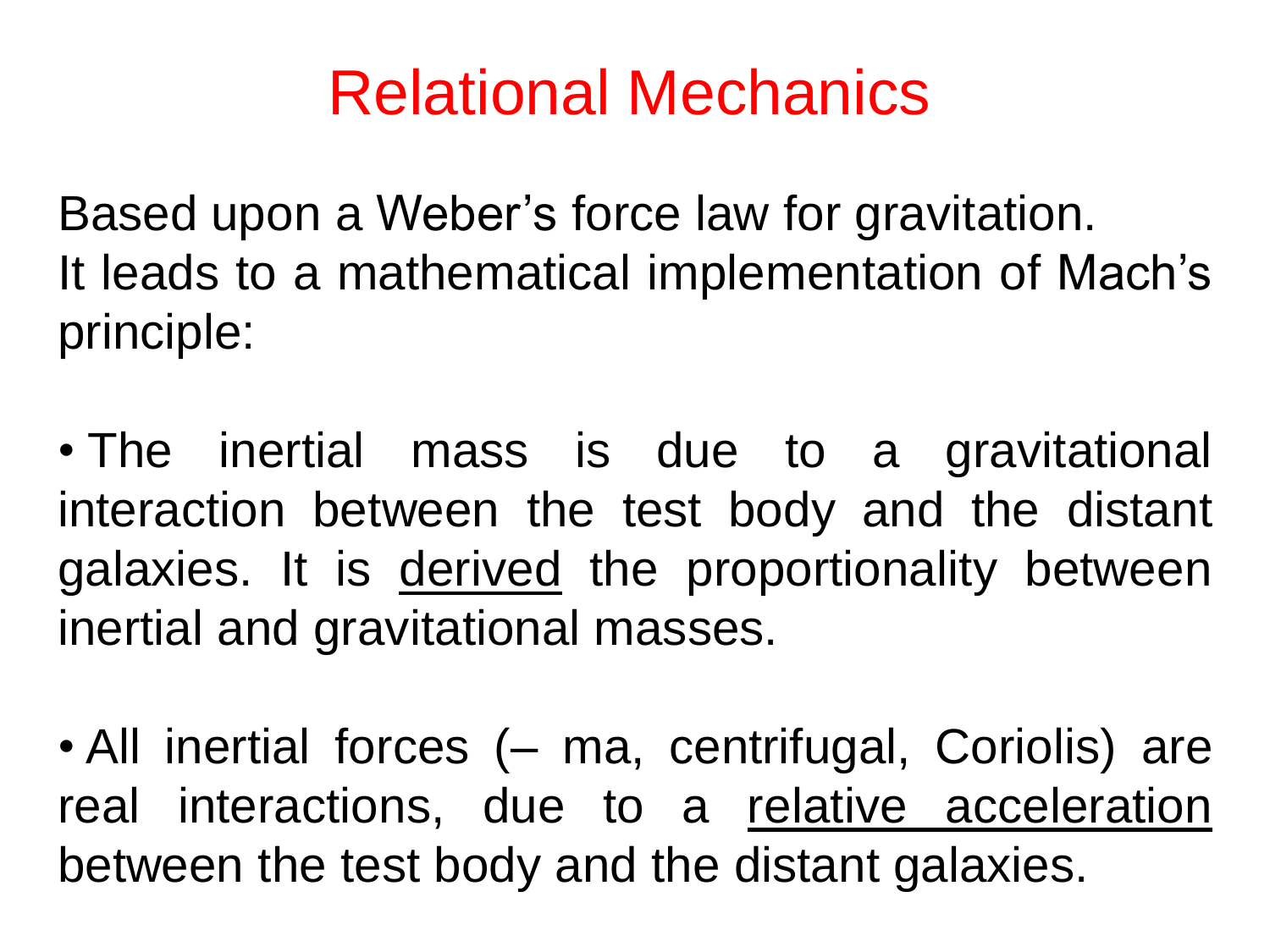# Relational Mechanics

Based upon a Weber's force law for gravitation.
It leads to a mathematical implementation of Mach's principle:

- The inertial mass is due to a gravitational interaction between the test body and the distant galaxies. It is <u>derived</u> the proportionality between inertial and gravitational masses.

- All inertial forces (– ma, centrifugal, Coriolis) are real interactions, due to a <u>relative acceleration</u> between the test body and the distant galaxies.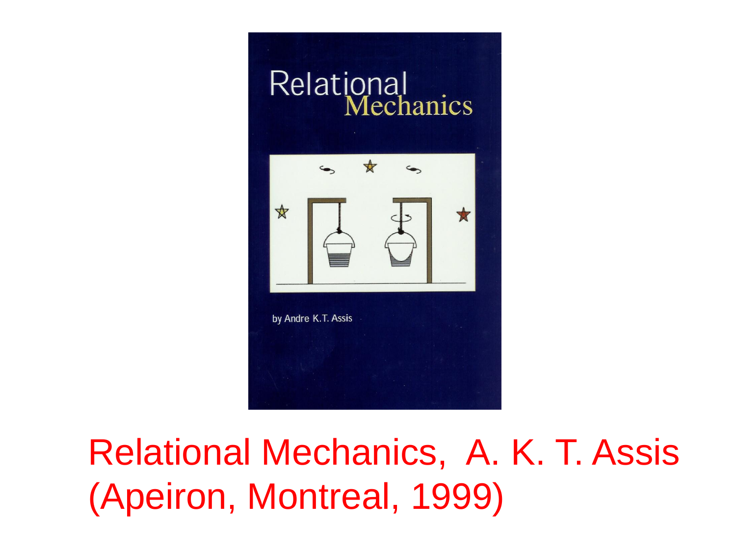Relational Mechanics, A. K. T. Assis (Apeiron, Montreal, 1999)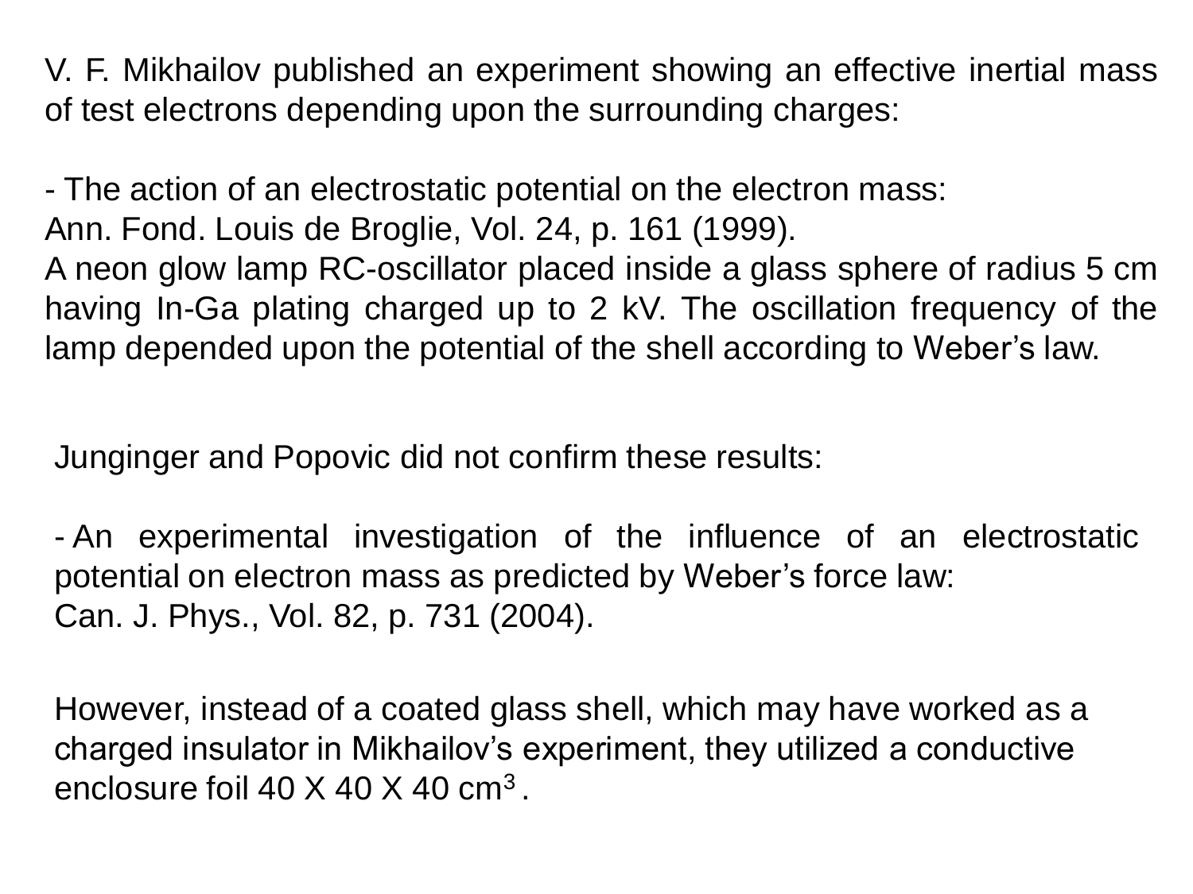V. F. Mikhailov published an experiment showing an effective inertial mass of test electrons depending upon the surrounding charges:

- The action of an electrostatic potential on the electron mass:
Ann. Fond. Louis de Broglie, Vol. 24, p. 161 (1999).
A neon glow lamp RC-oscillator placed inside a glass sphere of radius 5 cm having In-Ga plating charged up to 2 kV. The oscillation frequency of the lamp depended upon the potential of the shell according to Weber's law.

Junginger and Popovic did not confirm these results:

- An experimental investigation of the influence of an electrostatic potential on electron mass as predicted by Weber's force law:
Can. J. Phys., Vol. 82, p. 731 (2004).

However, instead of a coated glass shell, which may have worked as a charged insulator in Mikhailov's experiment, they utilized a conductive enclosure foil 40 X 40 X 40 $cm^3$ .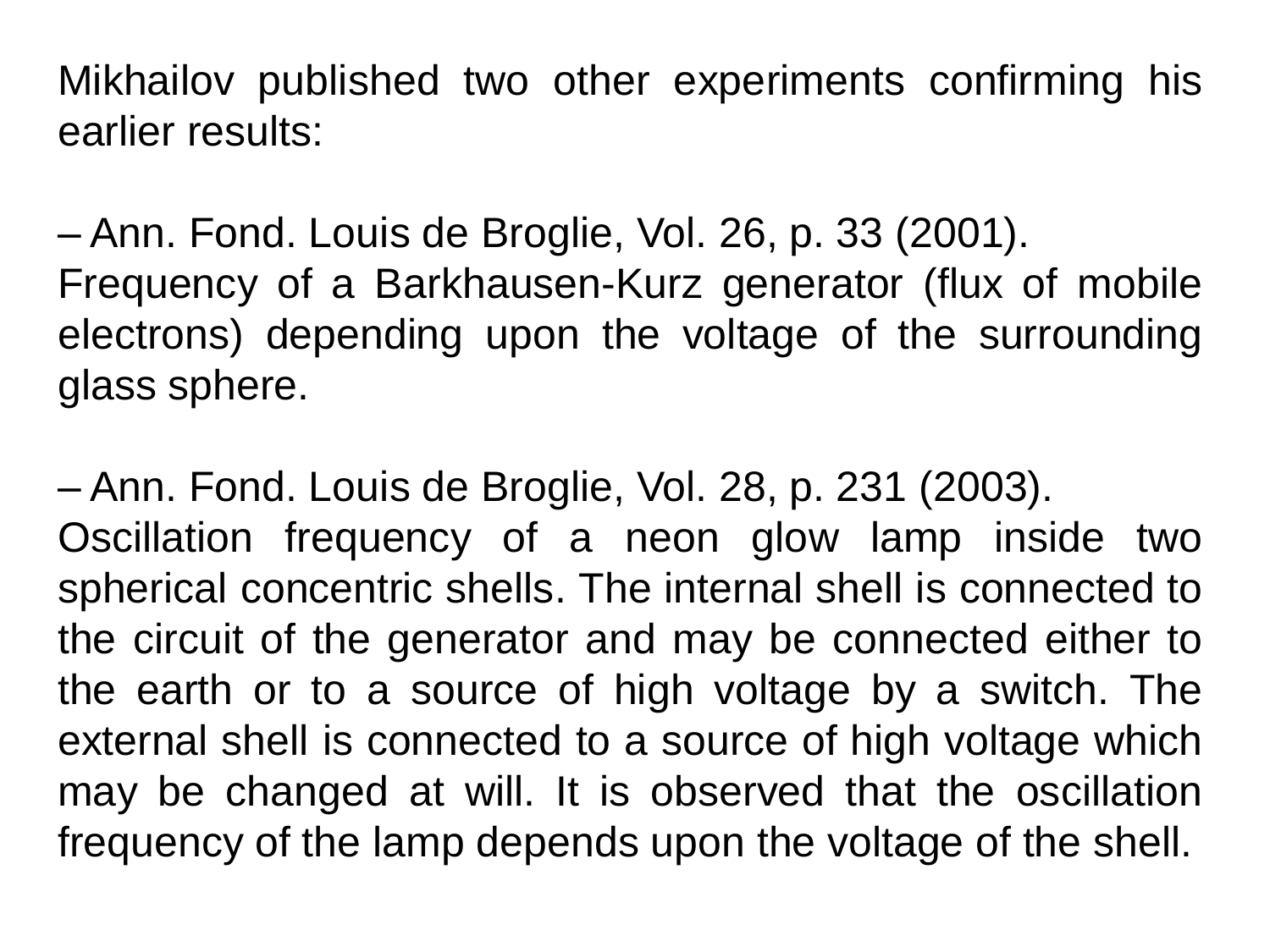Mikhailov published two other experiments confirming his earlier results:

– Ann. Fond. Louis de Broglie, Vol. 26, p. 33 (2001).
Frequency of a Barkhausen-Kurz generator (flux of mobile electrons) depending upon the voltage of the surrounding glass sphere.

– Ann. Fond. Louis de Broglie, Vol. 28, p. 231 (2003).
Oscillation frequency of a neon glow lamp inside two spherical concentric shells. The internal shell is connected to the circuit of the generator and may be connected either to the earth or to a source of high voltage by a switch. The external shell is connected to a source of high voltage which may be changed at will. It is observed that the oscillation frequency of the lamp depends upon the voltage of the shell.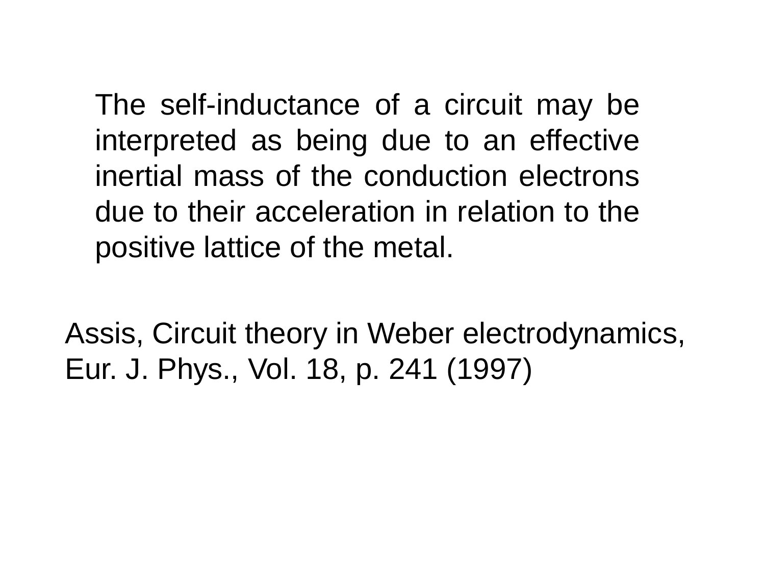The self-inductance of a circuit may be interpreted as being due to an effective inertial mass of the conduction electrons due to their acceleration in relation to the positive lattice of the metal.

Assis, Circuit theory in Weber electrodynamics, Eur. J. Phys., Vol. 18, p. 241 (1997)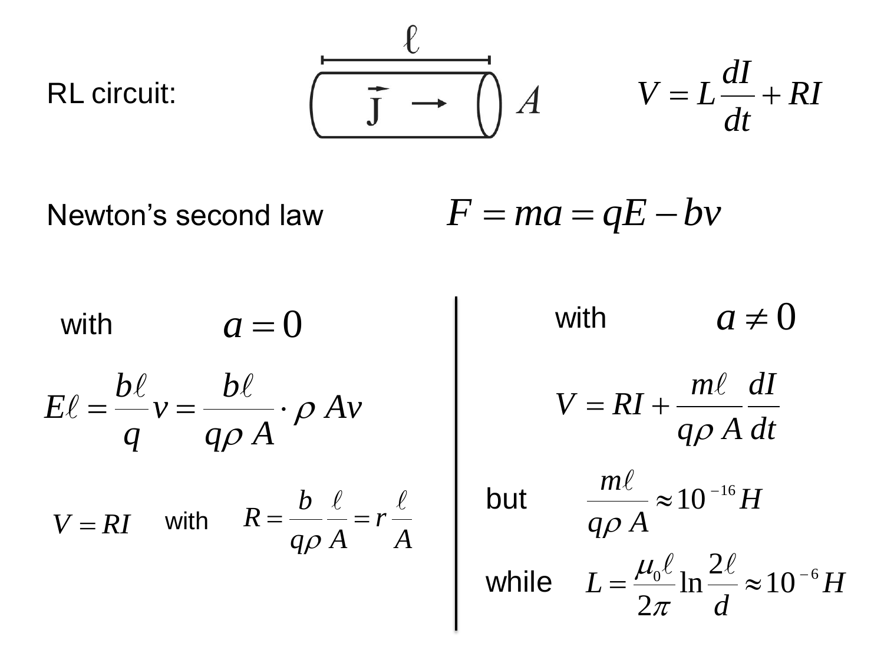RL circuit:

$\ell$

$\vec{J} \rightarrow$ $A$

$$V = L\frac{dI}{dt} + RI$$

Newton's second law

$$F = ma = qE - bv$$

with $a = 0$

$$E\ell = \frac{b\ell}{q}v = \frac{b\ell}{q\rho\, A}\cdot\rho\, Av$$

$V = RI$ with $R = \dfrac{b}{q\rho}\dfrac{\ell}{A} = r\,\dfrac{\ell}{A}$

with $a \neq 0$

$$V = RI + \frac{m\ell}{q\rho\, A}\frac{dI}{dt}$$

but $\dfrac{m\ell}{q\rho\, A} \approx 10^{-16}H$

while $L = \dfrac{\mu_0 \ell}{2\pi}\ln\dfrac{2\ell}{d} \approx 10^{-6}H$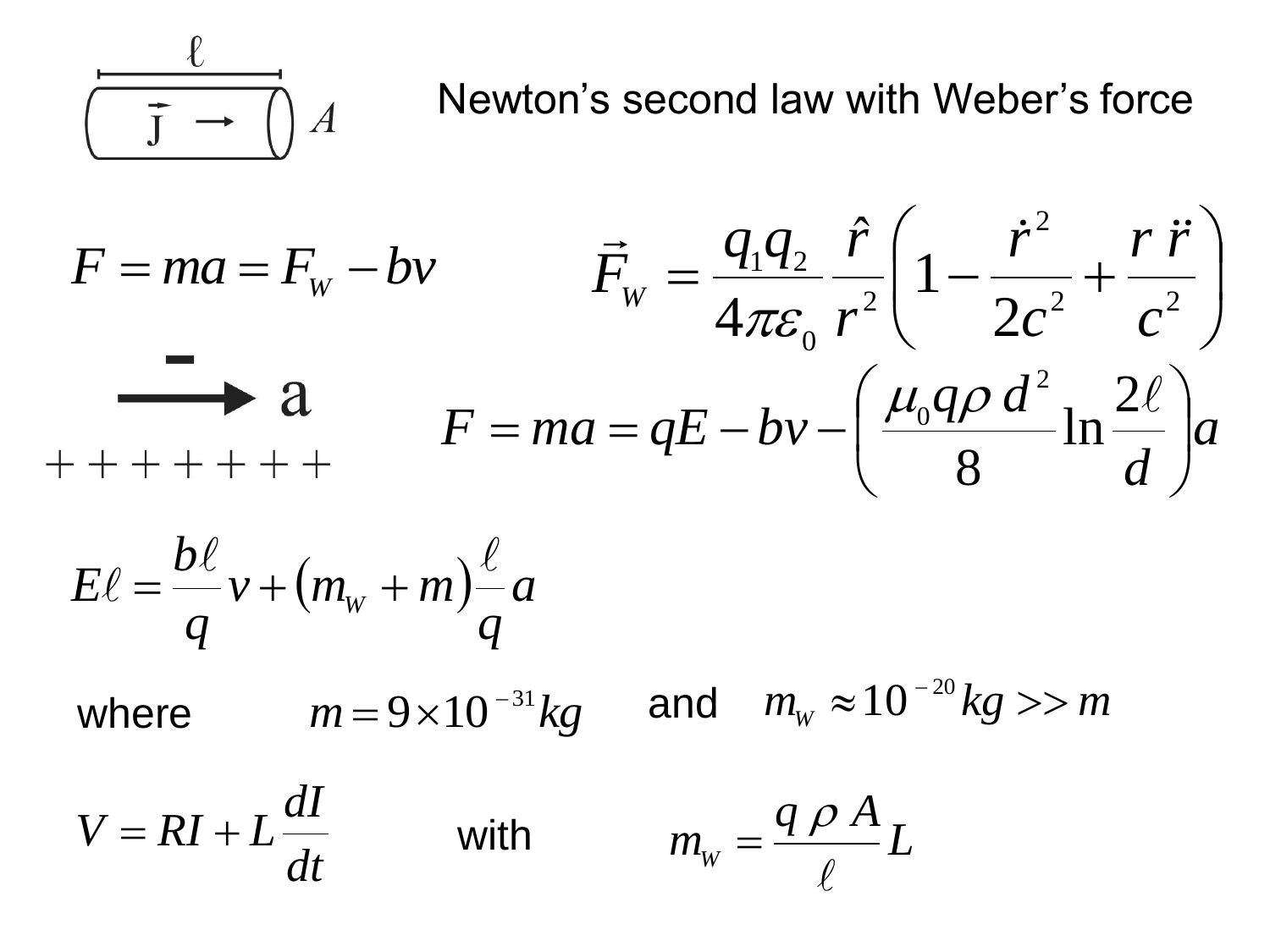# Newton's second law with Weber's force

$\ell$, $\vec{J}$, $A$

$$F = ma = F_W - bv$$

$$\vec{F}_W = \frac{q_1 q_2}{4\pi\varepsilon_0}\frac{\hat{r}}{r^2}\left(1 - \frac{\dot{r}^2}{2c^2} + \frac{r\,\ddot{r}}{c^2}\right)$$

$-$ $\longrightarrow$ a

$+ + + + + + +$

$$F = ma = qE - bv - \left(\frac{\mu_0 q \rho\, d^2}{8}\ln\frac{2\ell}{d}\right)a$$

$$E\ell = \frac{b\ell}{q}v + \left(m_W + m\right)\frac{\ell}{q}a$$

where $m = 9\times 10^{-31}kg$ and $m_W \approx 10^{-20}kg >> m$

$$V = RI + L\frac{dI}{dt}$$

with

$$m_W = \frac{q\,\rho\,A}{\ell}L$$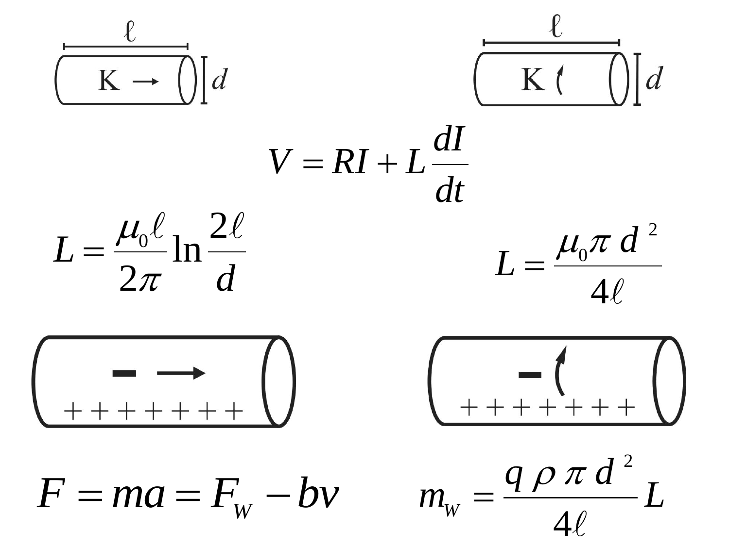$\ell$

K →

$d$

$\ell$

K ↺

$d$

$$V = RI + L\frac{dI}{dt}$$

$$L = \frac{\mu_0 \ell}{2\pi} \ln \frac{2\ell}{d}$$

$$L = \frac{\mu_0 \pi d^2}{4\ell}$$

− →

+ + + + + + + +

− ↺

+ + + + + + + +

$$F = ma = F_W - bv$$

$$m_W = \frac{q \rho \pi d^2}{4\ell} L$$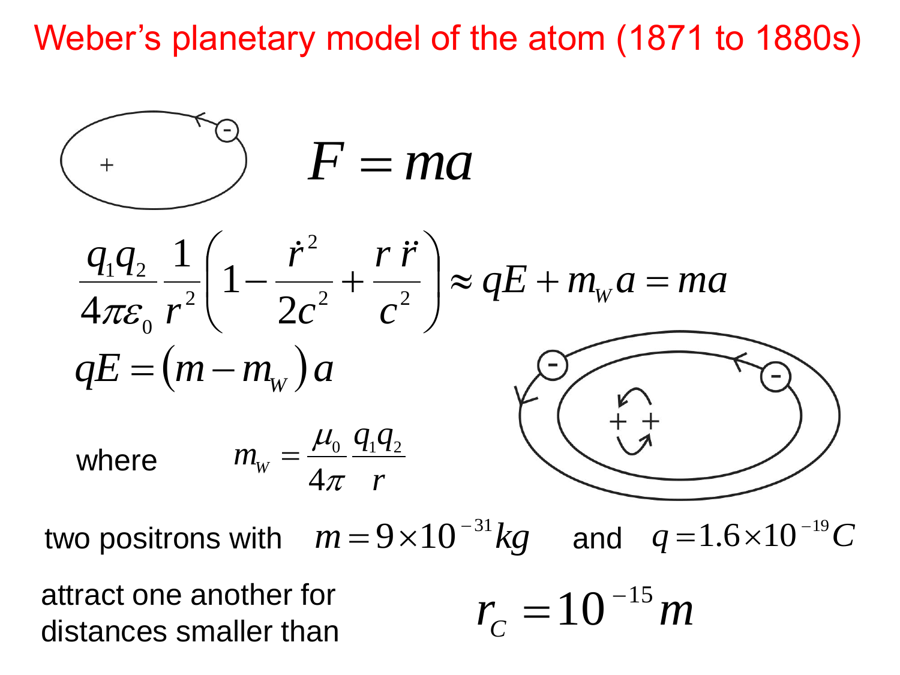# Weber's planetary model of the atom (1871 to 1880s)

$$F = ma$$

$$\frac{q_1 q_2}{4\pi\varepsilon_0}\frac{1}{r^2}\left(1 - \frac{\dot{r}^2}{2c^2} + \frac{r\,\ddot{r}}{c^2}\right) \approx qE + m_W a = ma$$

$$qE = \left(m - m_W\right)a$$

where $m_W = \frac{\mu_0}{4\pi}\frac{q_1 q_2}{r}$

two positrons with $m = 9\times10^{-31}kg$ and $q = 1.6\times10^{-19}C$

attract one another for distances smaller than $r_C = 10^{-15}m$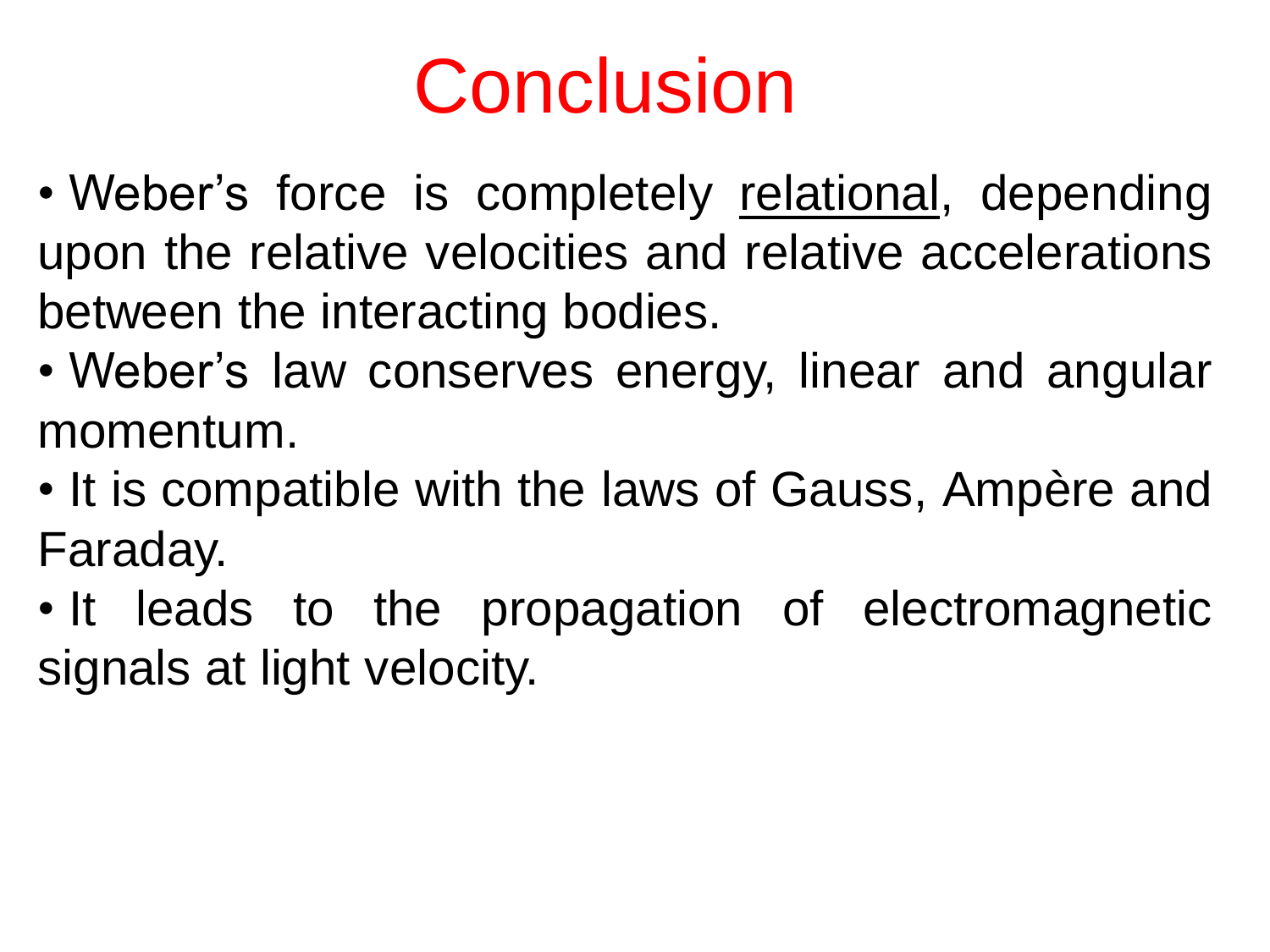# Conclusion

- Weber's force is completely relational, depending upon the relative velocities and relative accelerations between the interacting bodies.
- Weber's law conserves energy, linear and angular momentum.
- It is compatible with the laws of Gauss, Ampère and Faraday.
- It leads to the propagation of electromagnetic signals at light velocity.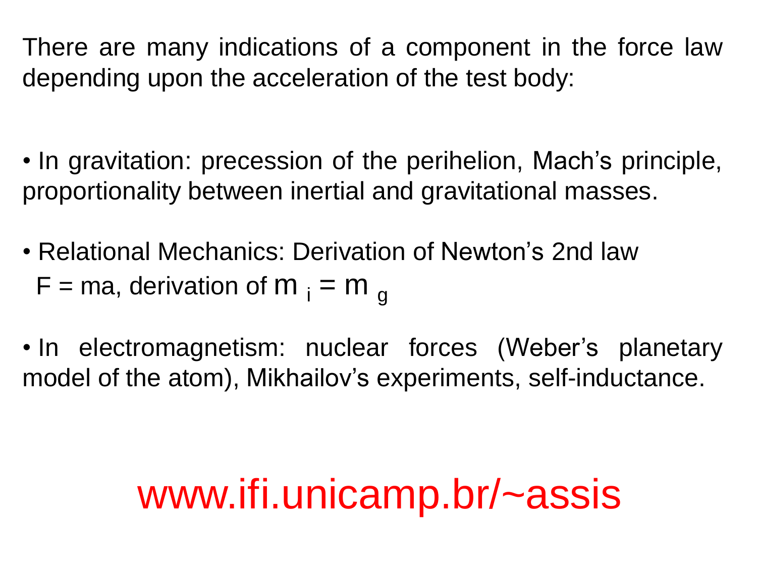There are many indications of a component in the force law depending upon the acceleration of the test body:

- In gravitation: precession of the perihelion, Mach's principle, proportionality between inertial and gravitational masses.

- Relational Mechanics: Derivation of Newton's 2nd law $F = ma$, derivation of $m_i = m_g$

- In electromagnetism: nuclear forces (Weber's planetary model of the atom), Mikhailov's experiments, self-inductance.

www.ifi.unicamp.br/~assis